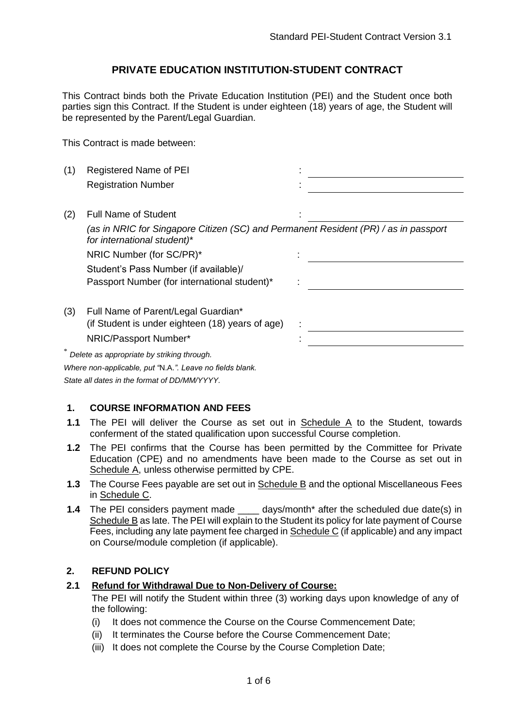Standard PEI-Student Contract Version 3.1

# PRIVATE EDUCATION INSTITUTION-STUDENT CONTRACT

This Contract binds both the Private Education Institution (PEI) and the Student once both parties sign this Contract. If the Student is under eighteen (18) years of age, the Student will be represented by the Parent/Legal Guardian.

This Contract is made between:

| | | | |
|---|---|---|---|
| (1) | Registered Name of PEI | : | ____________________ |
| | Registration Number | : | ____________________ |
| (2) | Full Name of Student | : | ____________________ |
| | *(as in NRIC for Singapore Citizen (SC) and Permanent Resident (PR) / as in passport for international student)** | | |
| | NRIC Number (for SC/PR)* | : | ____________________ |
| | Student's Pass Number (if available)/ Passport Number (for international student)* | : | ____________________ |
| (3) | Full Name of Parent/Legal Guardian* (if Student is under eighteen (18) years of age) | : | ____________________ |
| | NRIC/Passport Number* | : | ____________________ |

\* *Delete as appropriate by striking through.*

*Where non-applicable, put "N.A.". Leave no fields blank.*

*State all dates in the format of DD/MM/YYYY.*

## 1. COURSE INFORMATION AND FEES

**1.1** The PEI will deliver the Course as set out in Schedule A to the Student, towards conferment of the stated qualification upon successful Course completion.

**1.2** The PEI confirms that the Course has been permitted by the Committee for Private Education (CPE) and no amendments have been made to the Course as set out in Schedule A, unless otherwise permitted by CPE.

**1.3** The Course Fees payable are set out in Schedule B and the optional Miscellaneous Fees in Schedule C.

**1.4** The PEI considers payment made ____ days/month* after the scheduled due date(s) in Schedule B as late. The PEI will explain to the Student its policy for late payment of Course Fees, including any late payment fee charged in Schedule C (if applicable) and any impact on Course/module completion (if applicable).

## 2. REFUND POLICY

**2.1** **Refund for Withdrawal Due to Non-Delivery of Course:**

The PEI will notify the Student within three (3) working days upon knowledge of any of the following:

(i) It does not commence the Course on the Course Commencement Date;

(ii) It terminates the Course before the Course Commencement Date;

(iii) It does not complete the Course by the Course Completion Date;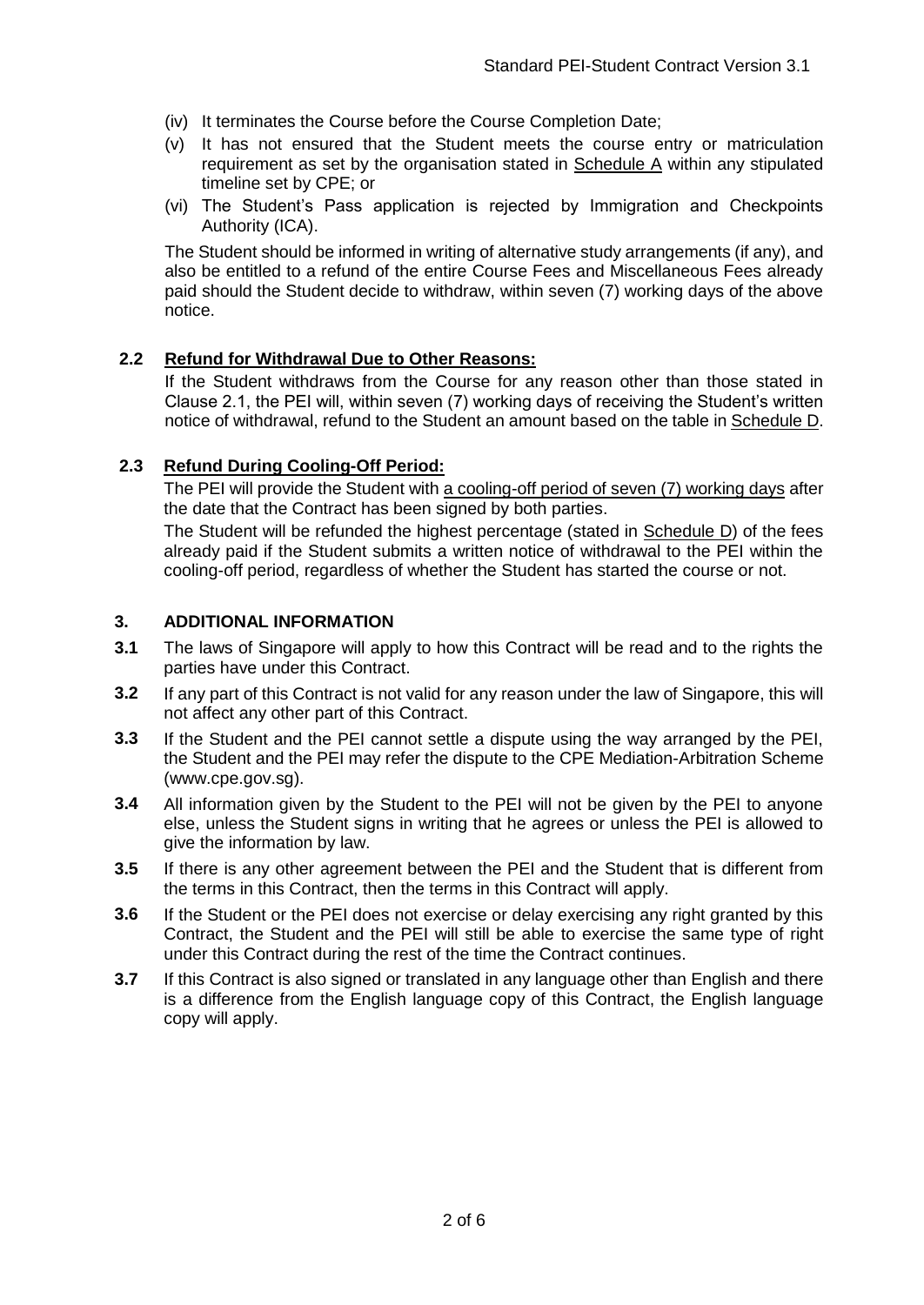(iv) It terminates the Course before the Course Completion Date;

(v) It has not ensured that the Student meets the course entry or matriculation requirement as set by the organisation stated in Schedule A within any stipulated timeline set by CPE; or

(vi) The Student's Pass application is rejected by Immigration and Checkpoints Authority (ICA).

The Student should be informed in writing of alternative study arrangements (if any), and also be entitled to a refund of the entire Course Fees and Miscellaneous Fees already paid should the Student decide to withdraw, within seven (7) working days of the above notice.

**2.2 Refund for Withdrawal Due to Other Reasons:**

If the Student withdraws from the Course for any reason other than those stated in Clause 2.1, the PEI will, within seven (7) working days of receiving the Student's written notice of withdrawal, refund to the Student an amount based on the table in Schedule D.

**2.3 Refund During Cooling-Off Period:**

The PEI will provide the Student with a cooling-off period of seven (7) working days after the date that the Contract has been signed by both parties.

The Student will be refunded the highest percentage (stated in Schedule D) of the fees already paid if the Student submits a written notice of withdrawal to the PEI within the cooling-off period, regardless of whether the Student has started the course or not.

## 3. ADDITIONAL INFORMATION

**3.1** The laws of Singapore will apply to how this Contract will be read and to the rights the parties have under this Contract.

**3.2** If any part of this Contract is not valid for any reason under the law of Singapore, this will not affect any other part of this Contract.

**3.3** If the Student and the PEI cannot settle a dispute using the way arranged by the PEI, the Student and the PEI may refer the dispute to the CPE Mediation-Arbitration Scheme (www.cpe.gov.sg).

**3.4** All information given by the Student to the PEI will not be given by the PEI to anyone else, unless the Student signs in writing that he agrees or unless the PEI is allowed to give the information by law.

**3.5** If there is any other agreement between the PEI and the Student that is different from the terms in this Contract, then the terms in this Contract will apply.

**3.6** If the Student or the PEI does not exercise or delay exercising any right granted by this Contract, the Student and the PEI will still be able to exercise the same type of right under this Contract during the rest of the time the Contract continues.

**3.7** If this Contract is also signed or translated in any language other than English and there is a difference from the English language copy of this Contract, the English language copy will apply.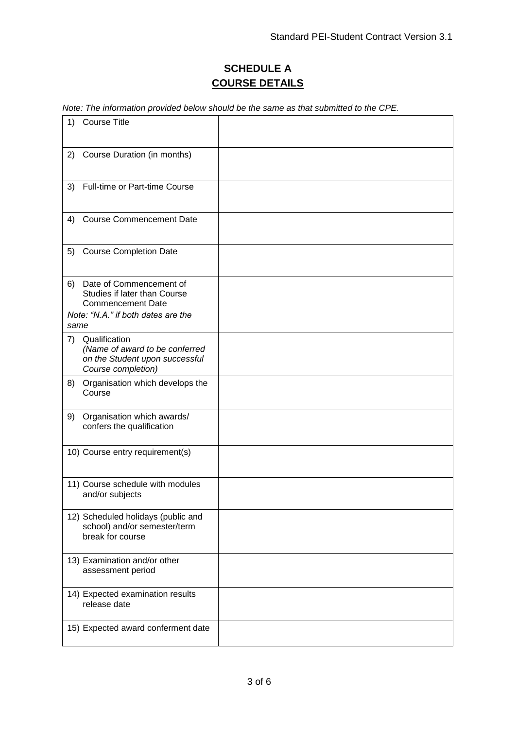# SCHEDULE A

## COURSE DETAILS

*Note: The information provided below should be the same as that submitted to the CPE.*

| | |
|---|---|
| 1) Course Title | |
| 2) Course Duration (in months) | |
| 3) Full-time or Part-time Course | |
| 4) Course Commencement Date | |
| 5) Course Completion Date | |
| 6) Date of Commencement of Studies if later than Course Commencement Date<br>*Note: "N.A." if both dates are the same* | |
| 7) Qualification<br>*(Name of award to be conferred on the Student upon successful Course completion)* | |
| 8) Organisation which develops the Course | |
| 9) Organisation which awards/ confers the qualification | |
| 10) Course entry requirement(s) | |
| 11) Course schedule with modules and/or subjects | |
| 12) Scheduled holidays (public and school) and/or semester/term break for course | |
| 13) Examination and/or other assessment period | |
| 14) Expected examination results release date | |
| 15) Expected award conferment date | |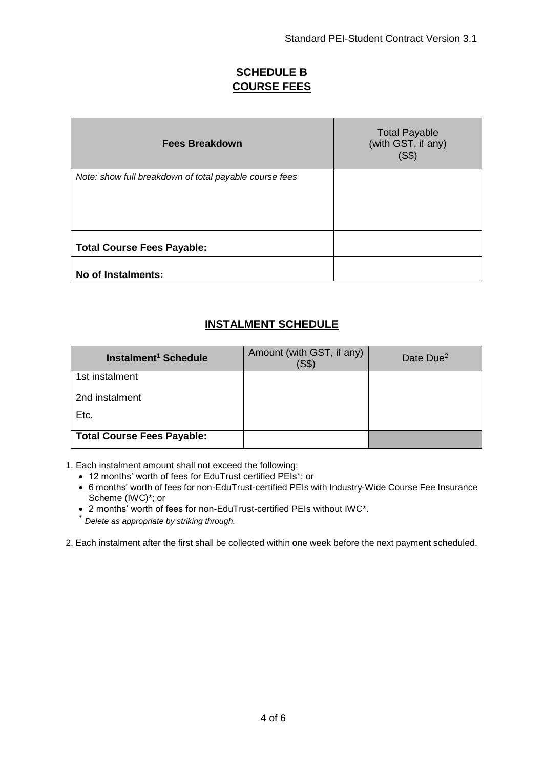## SCHEDULE B
## COURSE FEES

| **Fees Breakdown** | Total Payable (with GST, if any) (S$) |
| --- | --- |
| *Note: show full breakdown of total payable course fees* | |
| **Total Course Fees Payable:** | |
| **No of Instalments:** | |

## INSTALMENT SCHEDULE

| **Instalment[1] Schedule** | Amount (with GST, if any) (S$) | Date Due[2] |
| --- | --- | --- |
| 1st instalment<br>2nd instalment<br>Etc. | | |
| **Total Course Fees Payable:** | | |

1. Each instalment amount shall not exceed the following:
   - 12 months' worth of fees for EduTrust certified PEIs*; or
   - 6 months' worth of fees for non-EduTrust-certified PEIs with Industry-Wide Course Fee Insurance Scheme (IWC)*; or
   - 2 months' worth of fees for non-EduTrust-certified PEIs without IWC*.

   \* *Delete as appropriate by striking through.*

2. Each instalment after the first shall be collected within one week before the next payment scheduled.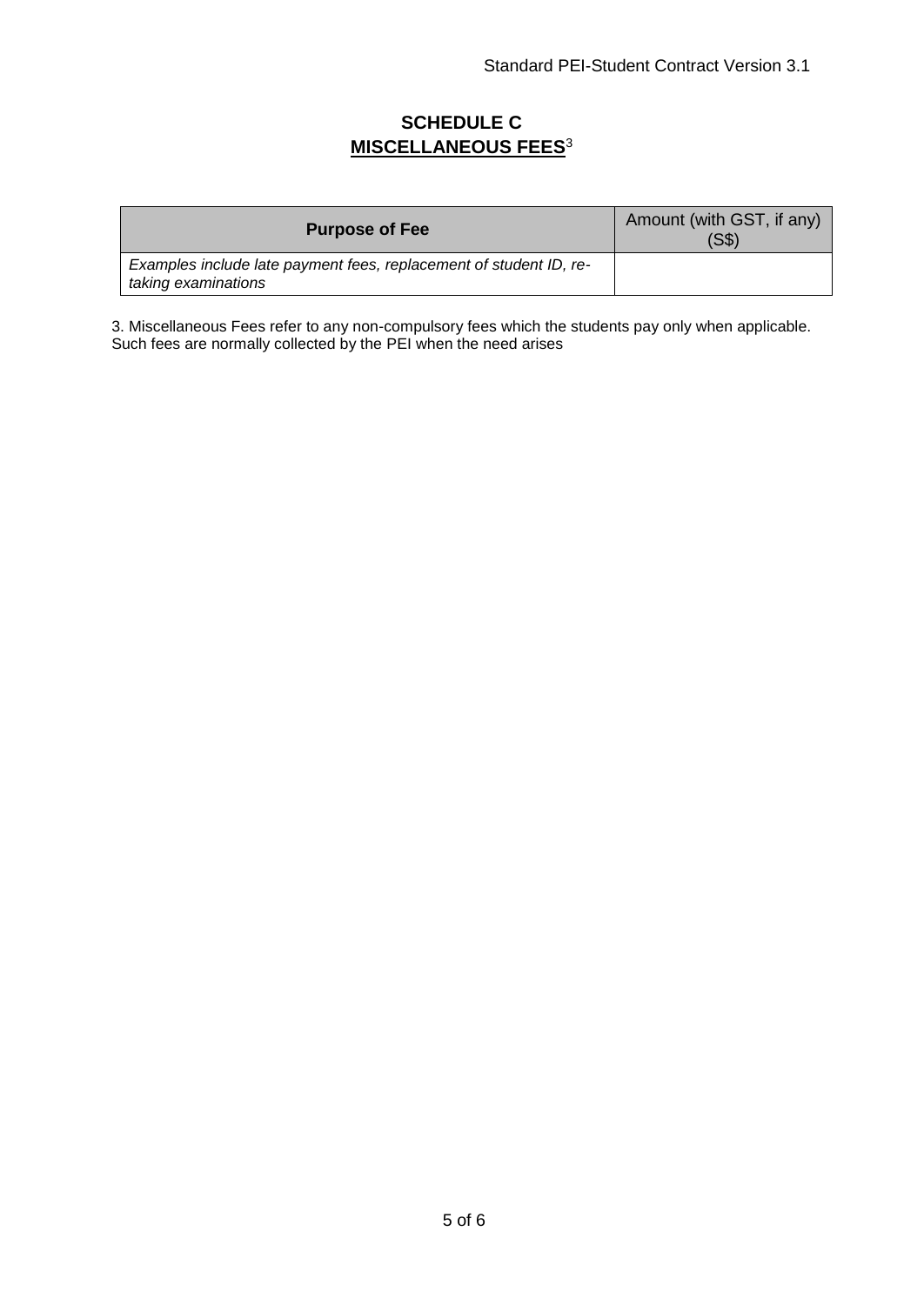# SCHEDULE C
## MISCELLANEOUS FEES[3]

| Purpose of Fee | Amount (with GST, if any) (S$) |
|---|---|
| *Examples include late payment fees, replacement of student ID, re-taking examinations* | |

3. Miscellaneous Fees refer to any non-compulsory fees which the students pay only when applicable. Such fees are normally collected by the PEI when the need arises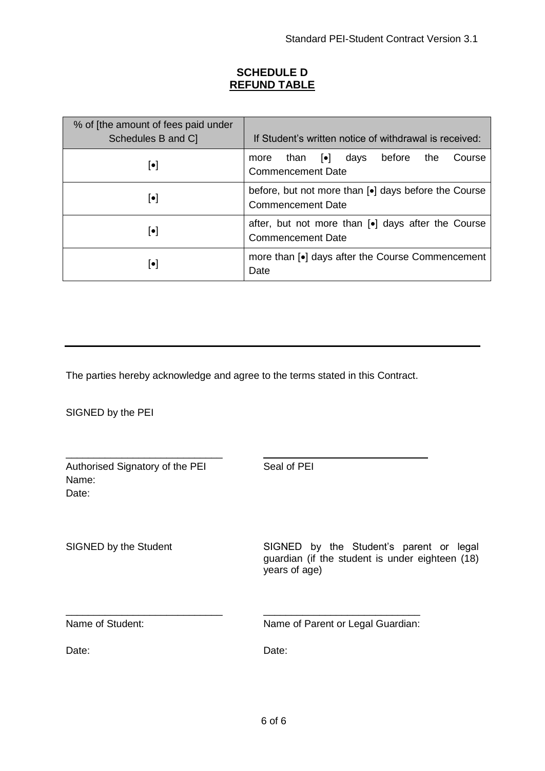## SCHEDULE D
## REFUND TABLE

| % of [the amount of fees paid under Schedules B and C] | If Student's written notice of withdrawal is received: |
|---|---|
| [•] | more than [•] days before the Course Commencement Date |
| [•] | before, but not more than [•] days before the Course Commencement Date |
| [•] | after, but not more than [•] days after the Course Commencement Date |
| [•] | more than [•] days after the Course Commencement Date |

---

The parties hereby acknowledge and agree to the terms stated in this Contract.

SIGNED by the PEI

\_\_\_\_\_\_\_\_\_\_\_\_\_\_\_\_\_\_\_\_\_\_\_\_\_\_\_\_
Authorised Signatory of the PEI
Name:
Date:

\_\_\_\_\_\_\_\_\_\_\_\_\_\_\_\_\_\_\_\_\_\_\_\_\_\_\_\_
Seal of PEI

SIGNED by the Student

\_\_\_\_\_\_\_\_\_\_\_\_\_\_\_\_\_\_\_\_\_\_\_\_\_\_\_\_
Name of Student:

Date:

SIGNED by the Student's parent or legal guardian (if the student is under eighteen (18) years of age)

\_\_\_\_\_\_\_\_\_\_\_\_\_\_\_\_\_\_\_\_\_\_\_\_\_\_\_\_
Name of Parent or Legal Guardian:

Date: